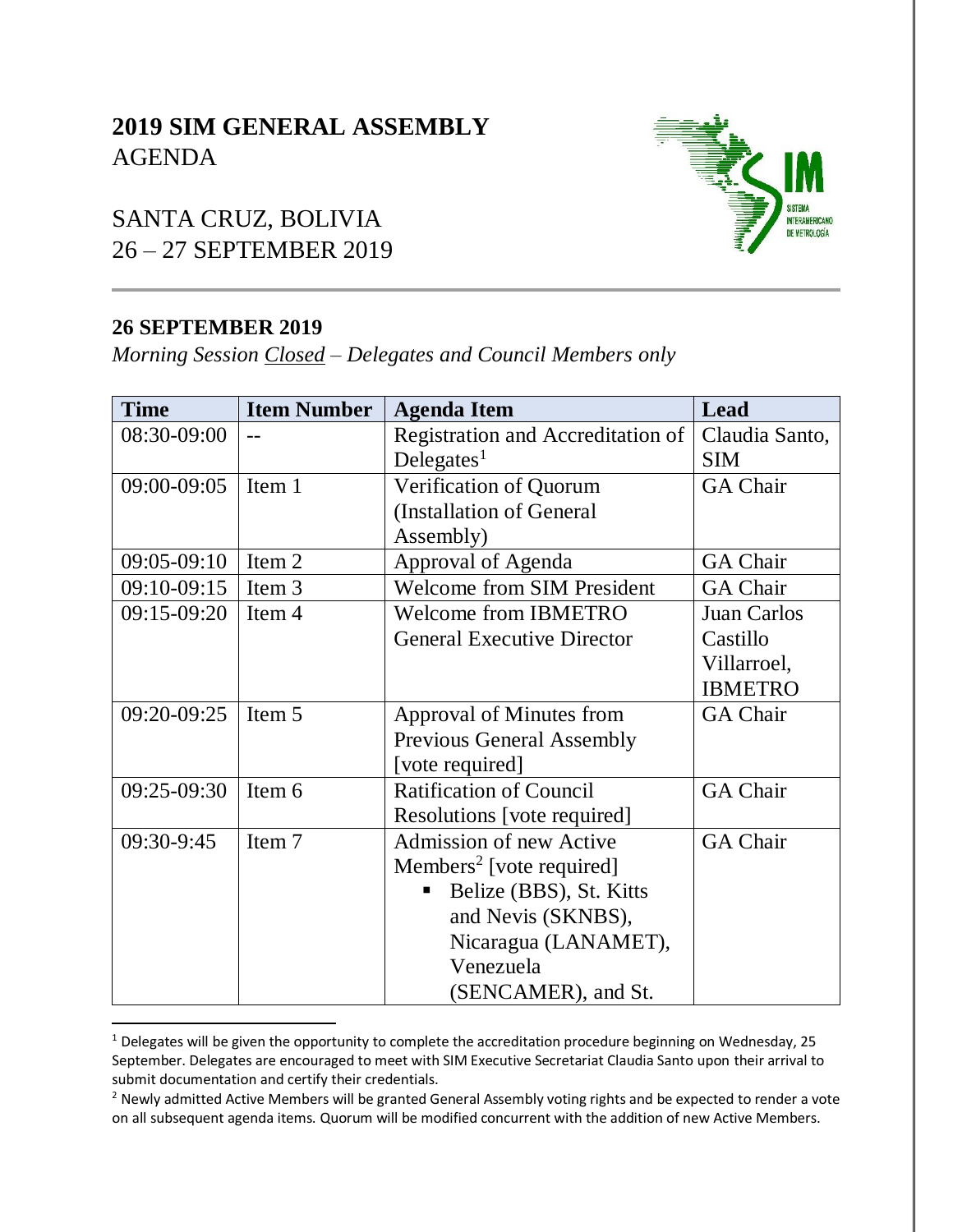# 2019 SIM GENERAL ASSEMBLY
AGENDA

SANTA CRUZ, BOLIVIA
26 – 27 SEPTEMBER 2019

## 26 SEPTEMBER 2019

*Morning Session Closed – Delegates and Council Members only*

| Time | Item Number | Agenda Item | Lead |
|---|---|---|---|
| 08:30-09:00 | -- | Registration and Accreditation of Delegates[1] | Claudia Santo, SIM |
| 09:00-09:05 | Item 1 | Verification of Quorum (Installation of General Assembly) | GA Chair |
| 09:05-09:10 | Item 2 | Approval of Agenda | GA Chair |
| 09:10-09:15 | Item 3 | Welcome from SIM President | GA Chair |
| 09:15-09:20 | Item 4 | Welcome from IBMETRO General Executive Director | Juan Carlos Castillo Villarroel, IBMETRO |
| 09:20-09:25 | Item 5 | Approval of Minutes from Previous General Assembly [vote required] | GA Chair |
| 09:25-09:30 | Item 6 | Ratification of Council Resolutions [vote required] | GA Chair |
| 09:30-9:45 | Item 7 | Admission of new Active Members[2] [vote required]<br>▪ Belize (BBS), St. Kitts and Nevis (SKNBS), Nicaragua (LANAMET), Venezuela (SENCAMER), and St. | GA Chair |

[1] Delegates will be given the opportunity to complete the accreditation procedure beginning on Wednesday, 25 September. Delegates are encouraged to meet with SIM Executive Secretariat Claudia Santo upon their arrival to submit documentation and certify their credentials.

[2] Newly admitted Active Members will be granted General Assembly voting rights and be expected to render a vote on all subsequent agenda items. Quorum will be modified concurrent with the addition of new Active Members.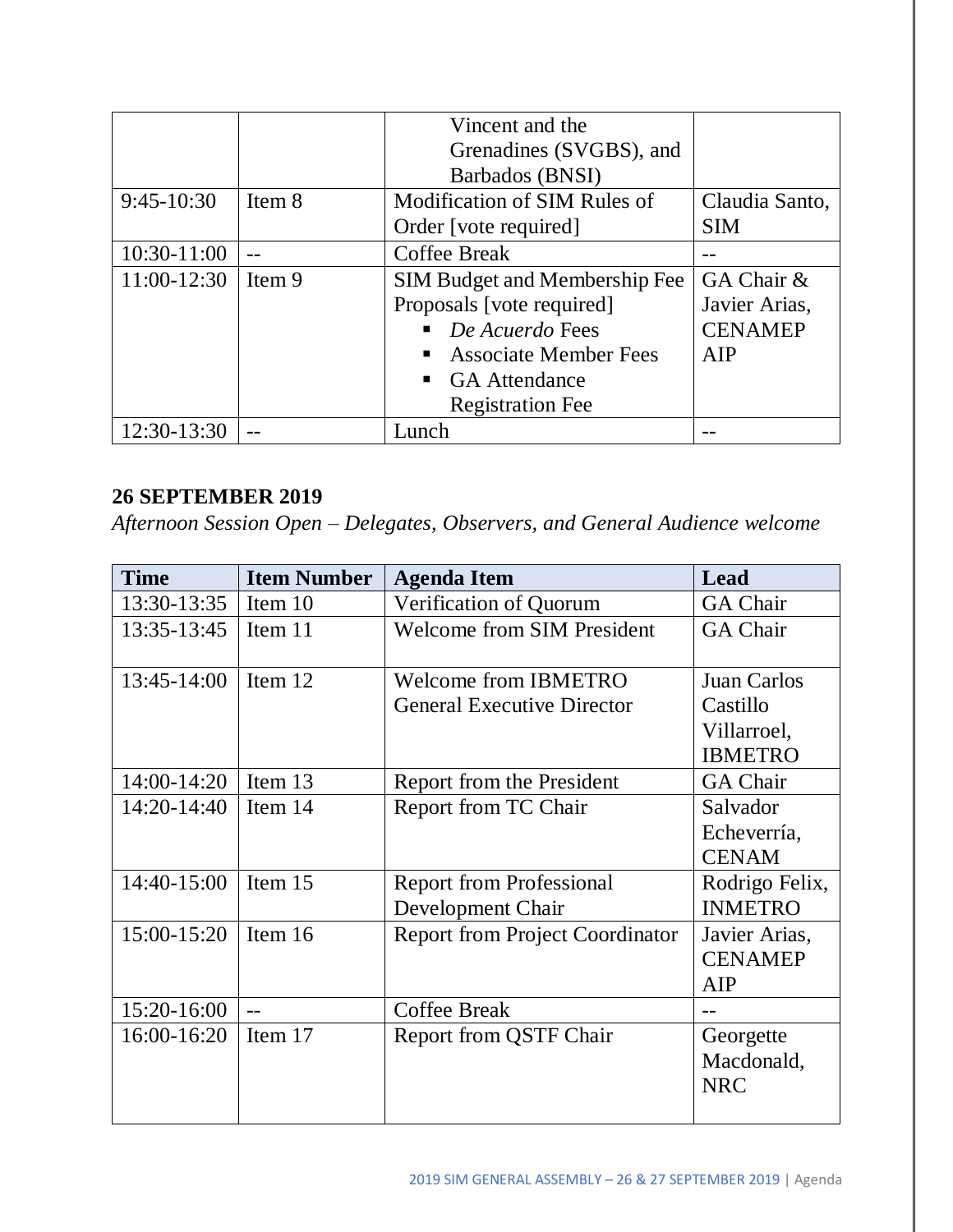| | | Vincent and the Grenadines (SVGBS), and Barbados (BNSI) | |
|---|---|---|---|
| 9:45-10:30 | Item 8 | Modification of SIM Rules of Order [vote required] | Claudia Santo, SIM |
| 10:30-11:00 | -- | Coffee Break | -- |
| 11:00-12:30 | Item 9 | SIM Budget and Membership Fee Proposals [vote required]<br>▪ *De Acuerdo* Fees<br>▪ Associate Member Fees<br>▪ GA Attendance Registration Fee | GA Chair & Javier Arias, CENAMEP AIP |
| 12:30-13:30 | -- | Lunch | -- |

**26 SEPTEMBER 2019**

*Afternoon Session Open – Delegates, Observers, and General Audience welcome*

| Time | Item Number | Agenda Item | Lead |
|---|---|---|---|
| 13:30-13:35 | Item 10 | Verification of Quorum | GA Chair |
| 13:35-13:45 | Item 11 | Welcome from SIM President | GA Chair |
| 13:45-14:00 | Item 12 | Welcome from IBMETRO General Executive Director | Juan Carlos Castillo Villarroel, IBMETRO |
| 14:00-14:20 | Item 13 | Report from the President | GA Chair |
| 14:20-14:40 | Item 14 | Report from TC Chair | Salvador Echeverría, CENAM |
| 14:40-15:00 | Item 15 | Report from Professional Development Chair | Rodrigo Felix, INMETRO |
| 15:00-15:20 | Item 16 | Report from Project Coordinator | Javier Arias, CENAMEP AIP |
| 15:20-16:00 | -- | Coffee Break | -- |
| 16:00-16:20 | Item 17 | Report from QSTF Chair | Georgette Macdonald, NRC |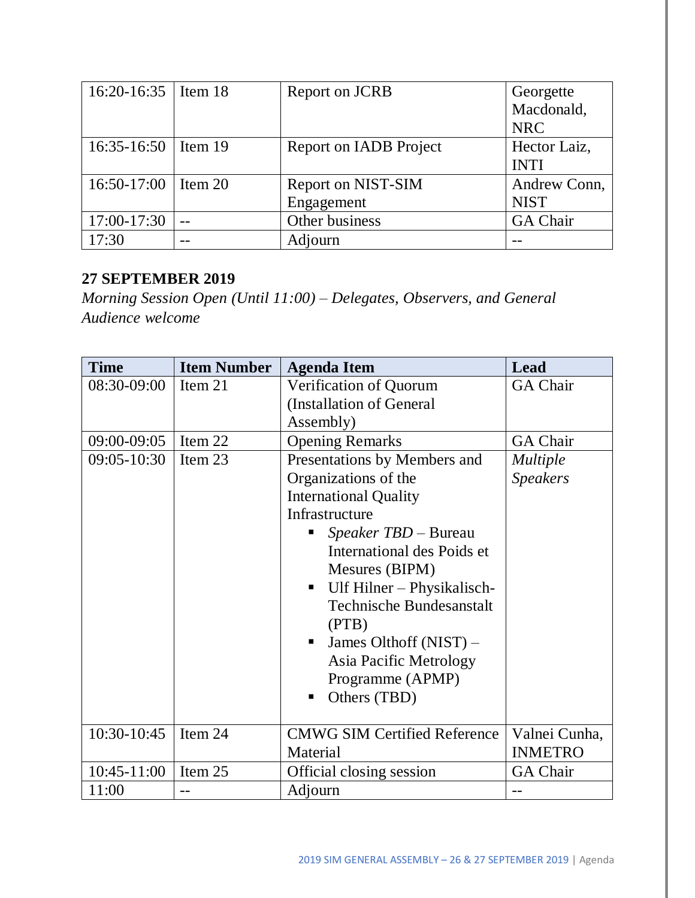| | | | |
|---|---|---|---|
| 16:20-16:35 | Item 18 | Report on JCRB | Georgette Macdonald, NRC |
| 16:35-16:50 | Item 19 | Report on IADB Project | Hector Laiz, INTI |
| 16:50-17:00 | Item 20 | Report on NIST-SIM Engagement | Andrew Conn, NIST |
| 17:00-17:30 | -- | Other business | GA Chair |
| 17:30 | -- | Adjourn | -- |

**27 SEPTEMBER 2019**

*Morning Session Open (Until 11:00) – Delegates, Observers, and General Audience welcome*

| Time | Item Number | Agenda Item | Lead |
|---|---|---|---|
| 08:30-09:00 | Item 21 | Verification of Quorum (Installation of General Assembly) | GA Chair |
| 09:00-09:05 | Item 22 | Opening Remarks | GA Chair |
| 09:05-10:30 | Item 23 | Presentations by Members and Organizations of the International Quality Infrastructure<br>▪ *Speaker TBD* – Bureau International des Poids et Mesures (BIPM)<br>▪ Ulf Hilner – Physikalisch-Technische Bundesanstalt (PTB)<br>▪ James Olthoff (NIST) – Asia Pacific Metrology Programme (APMP)<br>▪ Others (TBD) | *Multiple Speakers* |
| 10:30-10:45 | Item 24 | CMWG SIM Certified Reference Material | Valnei Cunha, INMETRO |
| 10:45-11:00 | Item 25 | Official closing session | GA Chair |
| 11:00 | -- | Adjourn | -- |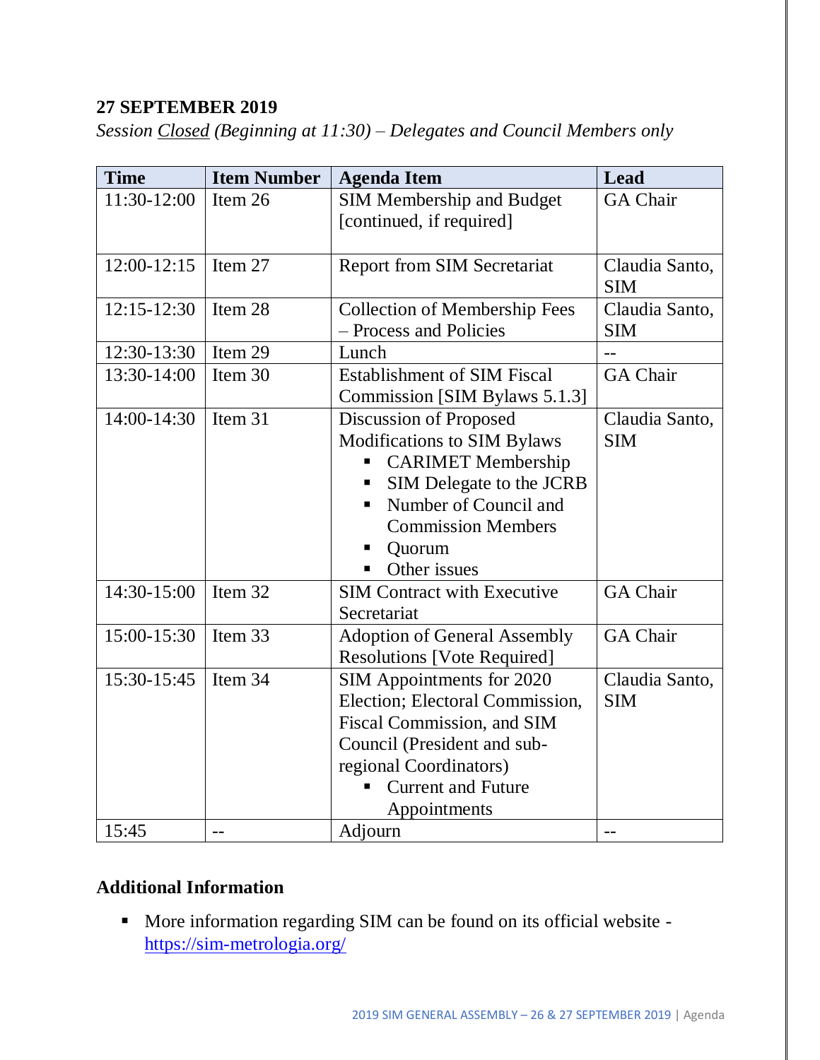**27 SEPTEMBER 2019**

*Session Closed (Beginning at 11:30) – Delegates and Council Members only*

| Time | Item Number | Agenda Item | Lead |
|---|---|---|---|
| 11:30-12:00 | Item 26 | SIM Membership and Budget [continued, if required] | GA Chair |
| 12:00-12:15 | Item 27 | Report from SIM Secretariat | Claudia Santo, SIM |
| 12:15-12:30 | Item 28 | Collection of Membership Fees – Process and Policies | Claudia Santo, SIM |
| 12:30-13:30 | Item 29 | Lunch | -- |
| 13:30-14:00 | Item 30 | Establishment of SIM Fiscal Commission [SIM Bylaws 5.1.3] | GA Chair |
| 14:00-14:30 | Item 31 | Discussion of Proposed Modifications to SIM Bylaws<br>▪ CARIMET Membership<br>▪ SIM Delegate to the JCRB<br>▪ Number of Council and Commission Members<br>▪ Quorum<br>▪ Other issues | Claudia Santo, SIM |
| 14:30-15:00 | Item 32 | SIM Contract with Executive Secretariat | GA Chair |
| 15:00-15:30 | Item 33 | Adoption of General Assembly Resolutions [Vote Required] | GA Chair |
| 15:30-15:45 | Item 34 | SIM Appointments for 2020 Election; Electoral Commission, Fiscal Commission, and SIM Council (President and sub-regional Coordinators)<br>▪ Current and Future Appointments | Claudia Santo, SIM |
| 15:45 | -- | Adjourn | -- |

**Additional Information**

- More information regarding SIM can be found on its official website - https://sim-metrologia.org/